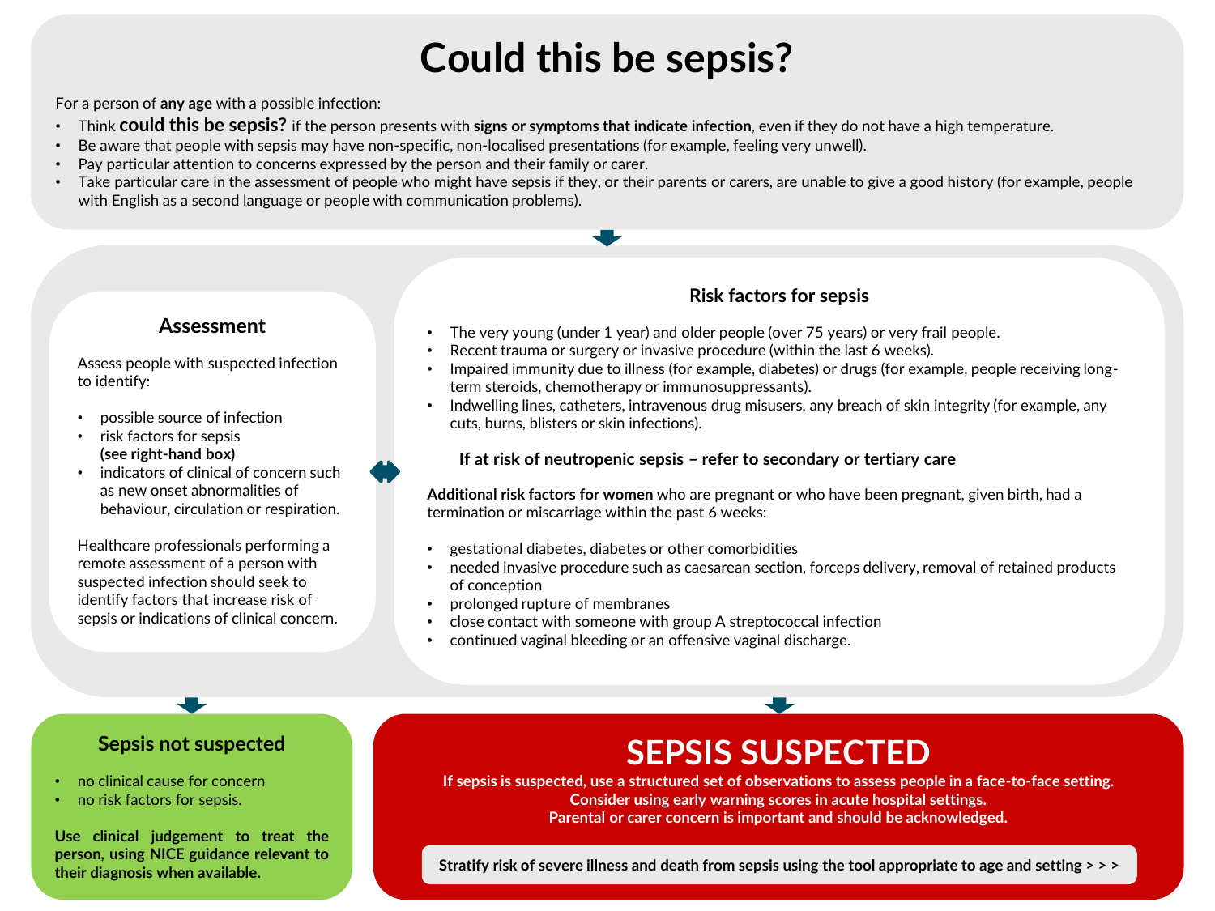# Could this be sepsis?

For a person of **any age** with a possible infection:

- Think **could this be sepsis?** if the person presents with **signs or symptoms that indicate infection**, even if they do not have a high temperature.
- Be aware that people with sepsis may have non-specific, non-localised presentations (for example, feeling very unwell).
- Pay particular attention to concerns expressed by the person and their family or carer.
- Take particular care in the assessment of people who might have sepsis if they, or their parents or carers, are unable to give a good history (for example, people with English as a second language or people with communication problems).

## Assessment

Assess people with suspected infection to identify:

- possible source of infection
- risk factors for sepsis **(see right-hand box)**
- indicators of clinical of concern such as new onset abnormalities of behaviour, circulation or respiration.

Healthcare professionals performing a remote assessment of a person with suspected infection should seek to identify factors that increase risk of sepsis or indications of clinical concern.

## Risk factors for sepsis

- The very young (under 1 year) and older people (over 75 years) or very frail people.
- Recent trauma or surgery or invasive procedure (within the last 6 weeks).
- Impaired immunity due to illness (for example, diabetes) or drugs (for example, people receiving long-term steroids, chemotherapy or immunosuppressants).
- Indwelling lines, catheters, intravenous drug misusers, any breach of skin integrity (for example, any cuts, burns, blisters or skin infections).

**If at risk of neutropenic sepsis – refer to secondary or tertiary care**

**Additional risk factors for women** who are pregnant or who have been pregnant, given birth, had a termination or miscarriage within the past 6 weeks:

- gestational diabetes, diabetes or other comorbidities
- needed invasive procedure such as caesarean section, forceps delivery, removal of retained products of conception
- prolonged rupture of membranes
- close contact with someone with group A streptococcal infection
- continued vaginal bleeding or an offensive vaginal discharge.

## Sepsis not suspected

- no clinical cause for concern
- no risk factors for sepsis.

**Use clinical judgement to treat the person, using NICE guidance relevant to their diagnosis when available.**

## SEPSIS SUSPECTED

**If sepsis is suspected, use a structured set of observations to assess people in a face-to-face setting.**
**Consider using early warning scores in acute hospital settings.**
**Parental or carer concern is important and should be acknowledged.**

**Stratify risk of severe illness and death from sepsis using the tool appropriate to age and setting > > >**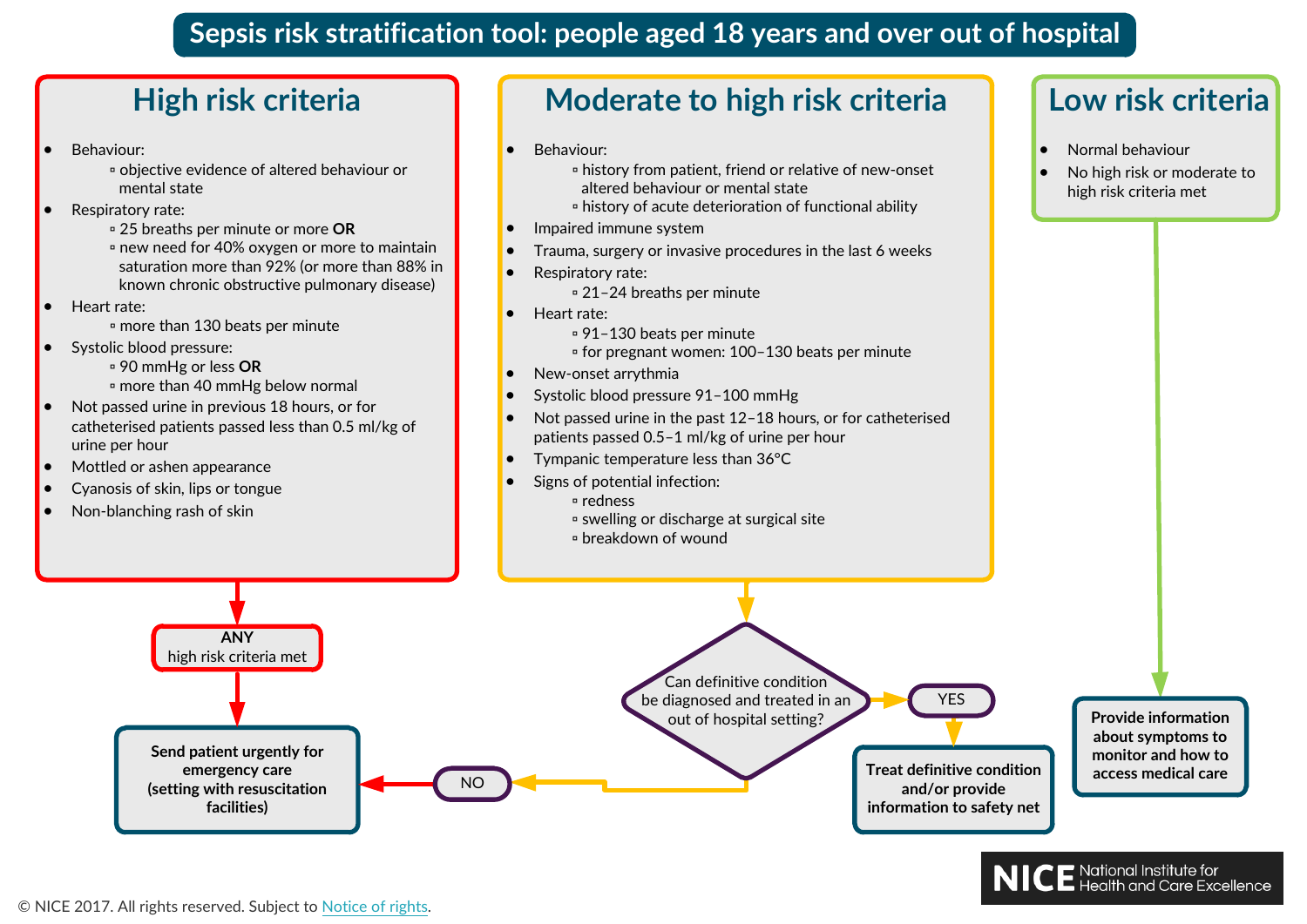# Sepsis risk stratification tool: people aged 18 years and over out of hospital

## High risk criteria

- Behaviour:
  - objective evidence of altered behaviour or mental state
- Respiratory rate:
  - 25 breaths per minute or more **OR**
  - new need for 40% oxygen or more to maintain saturation more than 92% (or more than 88% in known chronic obstructive pulmonary disease)
- Heart rate:
  - more than 130 beats per minute
- Systolic blood pressure:
  - 90 mmHg or less **OR**
  - more than 40 mmHg below normal
- Not passed urine in previous 18 hours, or for catheterised patients passed less than 0.5 ml/kg of urine per hour
- Mottled or ashen appearance
- Cyanosis of skin, lips or tongue
- Non-blanching rash of skin

**ANY** high risk criteria met

**Send patient urgently for emergency care (setting with resuscitation facilities)**

## Moderate to high risk criteria

- Behaviour:
  - history from patient, friend or relative of new-onset altered behaviour or mental state
  - history of acute deterioration of functional ability
- Impaired immune system
- Trauma, surgery or invasive procedures in the last 6 weeks
- Respiratory rate:
  - 21–24 breaths per minute
- Heart rate:
  - 91–130 beats per minute
  - for pregnant women: 100–130 beats per minute
- New-onset arrythmia
- Systolic blood pressure 91–100 mmHg
- Not passed urine in the past 12–18 hours, or for catheterised patients passed 0.5–1 ml/kg of urine per hour
- Tympanic temperature less than 36°C
- Signs of potential infection:
  - redness
  - swelling or discharge at surgical site
  - breakdown of wound

Can definitive condition be diagnosed and treated in an out of hospital setting?

- YES → **Treat definitive condition and/or provide information to safety net**
- NO → **Send patient urgently for emergency care (setting with resuscitation facilities)**

## Low risk criteria

- Normal behaviour
- No high risk or moderate to high risk criteria met

**Provide information about symptoms to monitor and how to access medical care**

© NICE 2017. All rights reserved. Subject to Notice of rights.

NICE National Institute for Health and Care Excellence